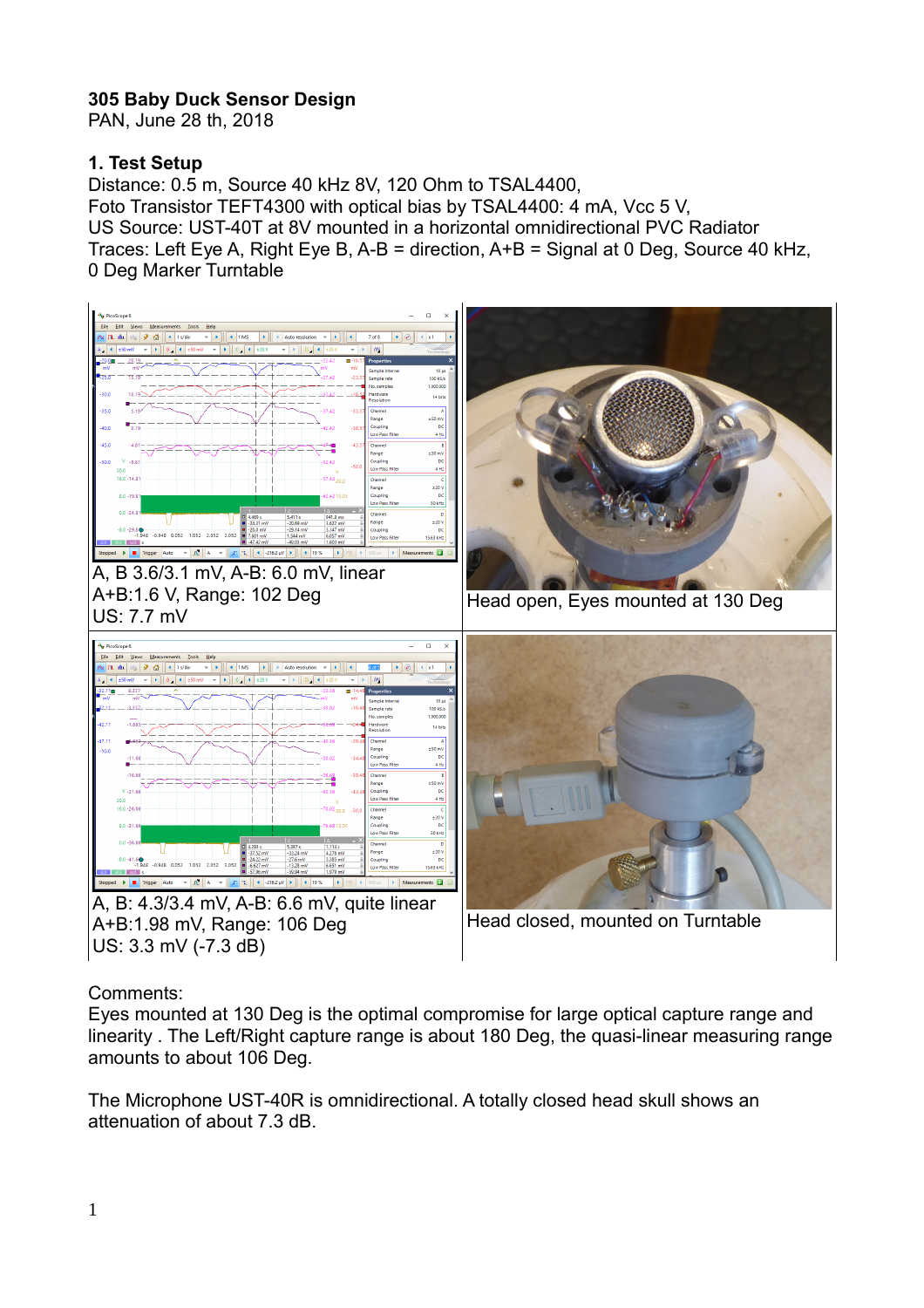**305 Baby Duck Sensor Design**
PAN, June 28 th, 2018

**1. Test Setup**
Distance: 0.5 m, Source 40 kHz 8V, 120 Ohm to TSAL4400,
Foto Transistor TEFT4300 with optical bias by TSAL4400: 4 mA, Vcc 5 V,
US Source: UST-40T at 8V mounted in a horizontal omnidirectional PVC Radiator
Traces: Left Eye A, Right Eye B, A-B = direction, A+B = Signal at 0 Deg, Source 40 kHz,
0 Deg Marker Turntable

| | |
|---|---|
| A, B 3.6/3.1 mV, A-B: 6.0 mV, linear<br>A+B:1.6 V, Range: 102 Deg<br>US: 7.7 mV | Head open, Eyes mounted at 130 Deg |
| A, B: 4.3/3.4 mV, A-B: 6.6 mV, quite linear<br>A+B:1.98 mV, Range: 106 Deg<br>US: 3.3 mV (-7.3 dB) | Head closed, mounted on Turntable |

Comments:
Eyes mounted at 130 Deg is the optimal compromise for large optical capture range and linearity . The Left/Right capture range is about 180 Deg, the quasi-linear measuring range amounts to about 106 Deg.

The Microphone UST-40R is omnidirectional. A totally closed head skull shows an attenuation of about 7.3 dB.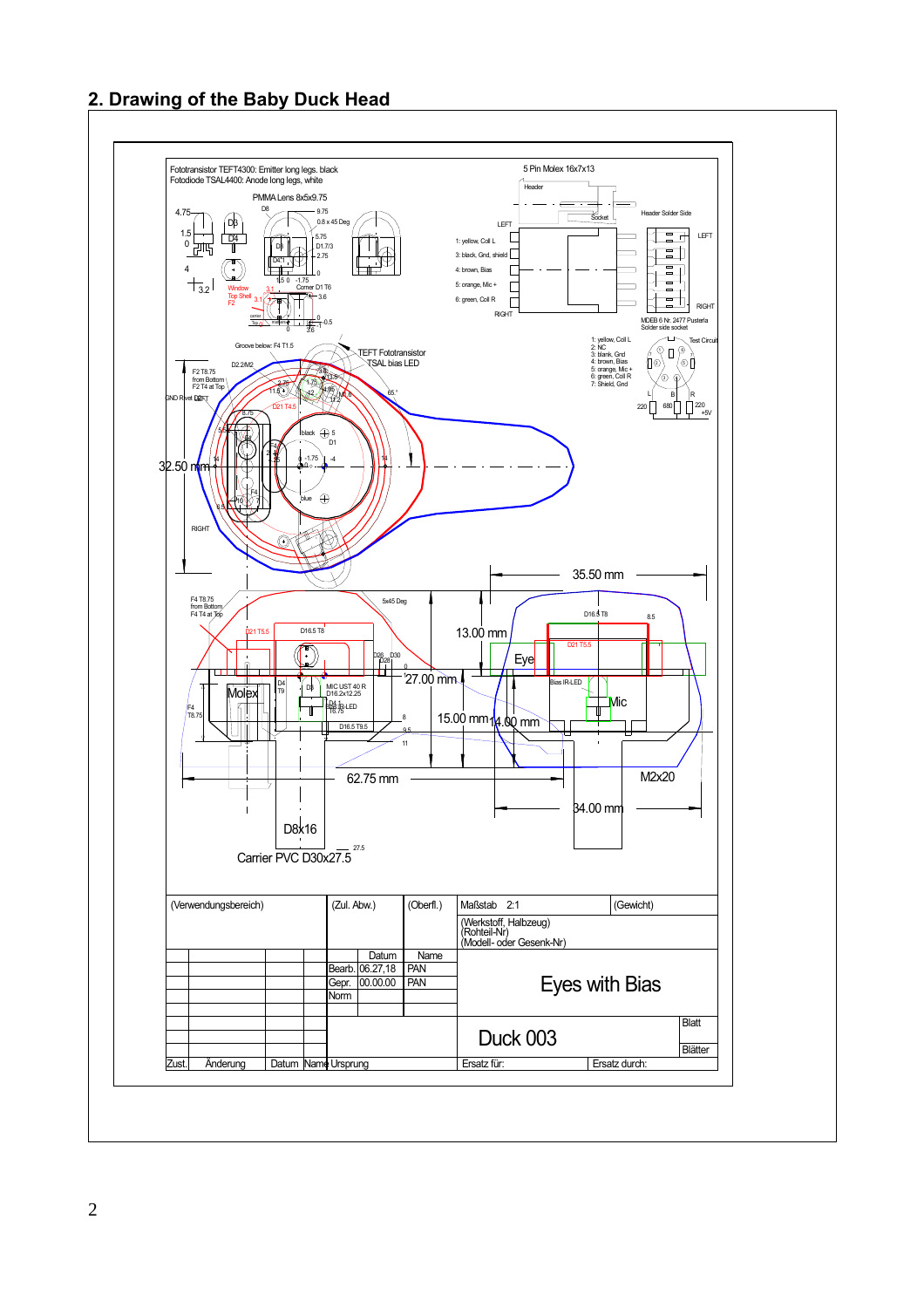## 2. Drawing of the Baby Duck Head

Fototransistor TEFT4300: Emitter long legs, black
Fotodiode TSAL4400: Anode long legs, white

PMMA Lens 8x5x9.75

5 Pin Molex 16x7x13

Header

Socket

LEFT

RIGHT

Header Solder Side

1: yellow, Coil L
3: black, Gnd, shield
4: brown, Bias
5: orange, Mic +
6: green, Coil R

MDEB 6 Nr. 2477 Pusterla
Solder side socket

1: yellow, Coil L
2: NC
3: blank, Gnd
4: brown, Bias
5: orange, Mic +
6: green, Coil R
7: Shield, Gnd

Test Circuit

220 680 220 +5V

Groove below: F4 T1.5

TEFT Fototransistor
TSAL bias LED

F2 T8.75
from Bottom
F2 T4 at Top

GND Rivet D2 x T

32.50 mm

35.50 mm

F4 T8.75
from Bottom
F4 T4 at Top

5x45 Deg

13.00 mm

Eye

27.00 mm

Molex

MIC UST 40 R
D16.2x12.25

Bias IR-LED

Mic

15.00 mm

14.00 mm

62.75 mm

M2x20

34.00 mm

D8x16

Carrier PVC D30x27.5

| (Verwendungsbereich) | | | | | (Zul. Abw.) | | (Oberfl.) | Maßstab 2:1 | (Gewicht) |
|---|---|---|---|---|---|---|---|---|---|
| | | | | | | | | (Werkstoff, Halbzeug) (Rohteil-Nr) (Modell- oder Gesenk-Nr) | |
| | | | | | | Datum | Name | | |
| | | | | | Bearb. | 06.27,18 | PAN | Eyes with Bias | |
| | | | | | Gepr. | 00.00.00 | PAN | | |
| | | | | | Norm | | | | |
| | | | | | | | | Duck 003 | Blatt |
| | | | | | | | | | Blätter |
| Zust. | Änderung | | Datum | Name | Ursprung | | | Ersatz für: | Ersatz durch: |